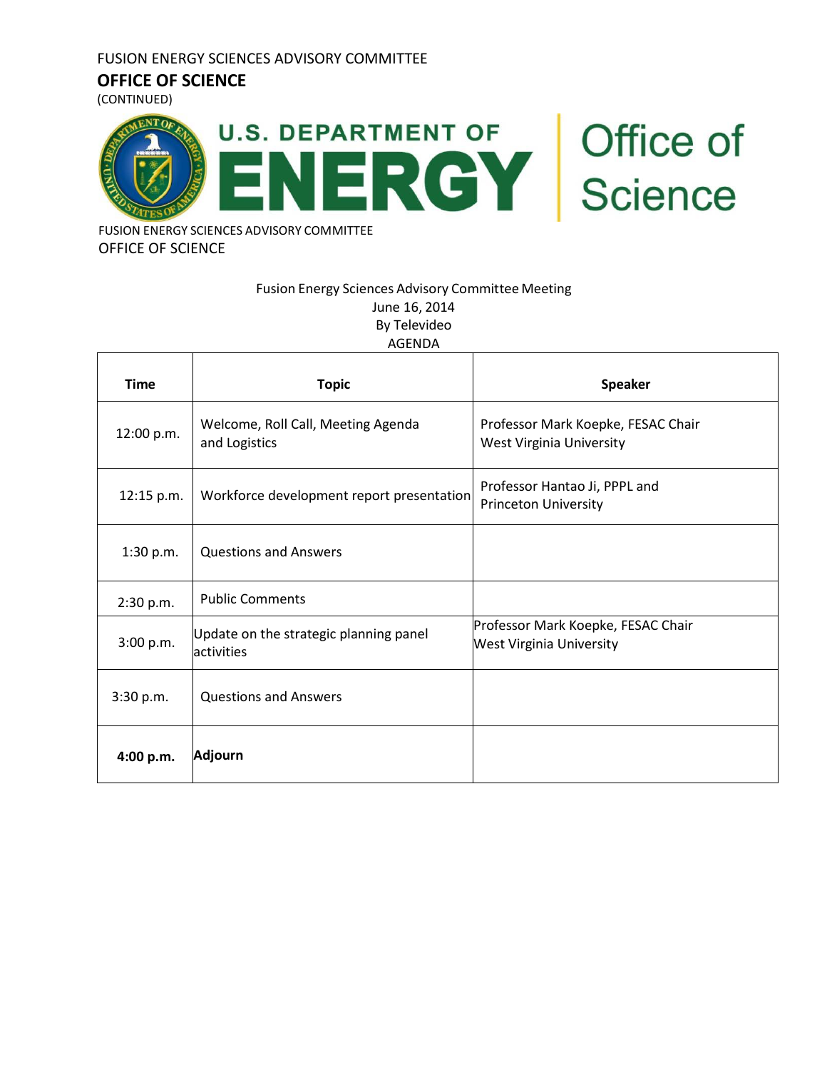FUSION ENERGY SCIENCES ADVISORY COMMITTEE

**OFFICE OF SCIENCE**

(CONTINUED)

U.S. DEPARTMENT OF ENERGY | Office of Science

FUSION ENERGY SCIENCES ADVISORY COMMITTEE

OFFICE OF SCIENCE

Fusion Energy Sciences Advisory Committee Meeting
June 16, 2014
By Televideo
AGENDA

| Time | Topic | Speaker |
|---|---|---|
| 12:00 p.m. | Welcome, Roll Call, Meeting Agenda and Logistics | Professor Mark Koepke, FESAC Chair West Virginia University |
| 12:15 p.m. | Workforce development report presentation | Professor Hantao Ji, PPPL and Princeton University |
| 1:30 p.m. | Questions and Answers | |
| 2:30 p.m. | Public Comments | |
| 3:00 p.m. | Update on the strategic planning panel activities | Professor Mark Koepke, FESAC Chair West Virginia University |
| 3:30 p.m. | Questions and Answers | |
| **4:00 p.m.** | **Adjourn** | |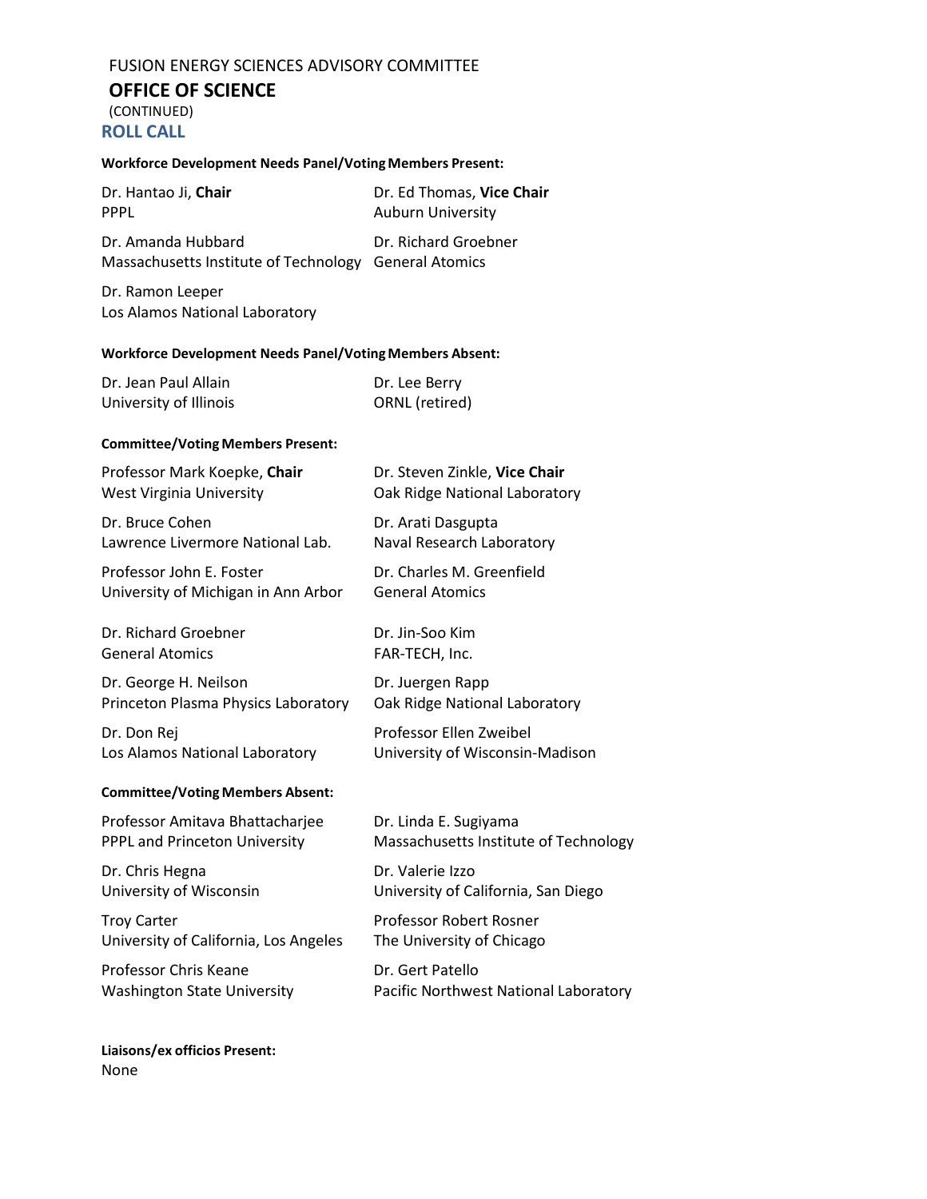FUSION ENERGY SCIENCES ADVISORY COMMITTEE

**OFFICE OF SCIENCE**

(CONTINUED)

## ROLL CALL

**Workforce Development Needs Panel/Voting Members Present:**

Dr. Hantao Ji, **Chair**
PPPL

Dr. Ed Thomas, **Vice Chair**
Auburn University

Dr. Amanda Hubbard
Massachusetts Institute of Technology

Dr. Richard Groebner
General Atomics

Dr. Ramon Leeper
Los Alamos National Laboratory

**Workforce Development Needs Panel/Voting Members Absent:**

Dr. Jean Paul Allain
University of Illinois

Dr. Lee Berry
ORNL (retired)

**Committee/Voting Members Present:**

Professor Mark Koepke, **Chair**
West Virginia University

Dr. Steven Zinkle, **Vice Chair**
Oak Ridge National Laboratory

Dr. Bruce Cohen
Lawrence Livermore National Lab.

Dr. Arati Dasgupta
Naval Research Laboratory

Professor John E. Foster
University of Michigan in Ann Arbor

Dr. Charles M. Greenfield
General Atomics

Dr. Richard Groebner
General Atomics

Dr. Jin-Soo Kim
FAR-TECH, Inc.

Dr. George H. Neilson
Princeton Plasma Physics Laboratory

Dr. Juergen Rapp
Oak Ridge National Laboratory

Dr. Don Rej
Los Alamos National Laboratory

Professor Ellen Zweibel
University of Wisconsin-Madison

**Committee/Voting Members Absent:**

Professor Amitava Bhattacharjee
PPPL and Princeton University

Dr. Linda E. Sugiyama
Massachusetts Institute of Technology

Dr. Chris Hegna
University of Wisconsin

Dr. Valerie Izzo
University of California, San Diego

Troy Carter
University of California, Los Angeles

Professor Robert Rosner
The University of Chicago

Professor Chris Keane
Washington State University

Dr. Gert Patello
Pacific Northwest National Laboratory

**Liaisons/ex officios Present:**
None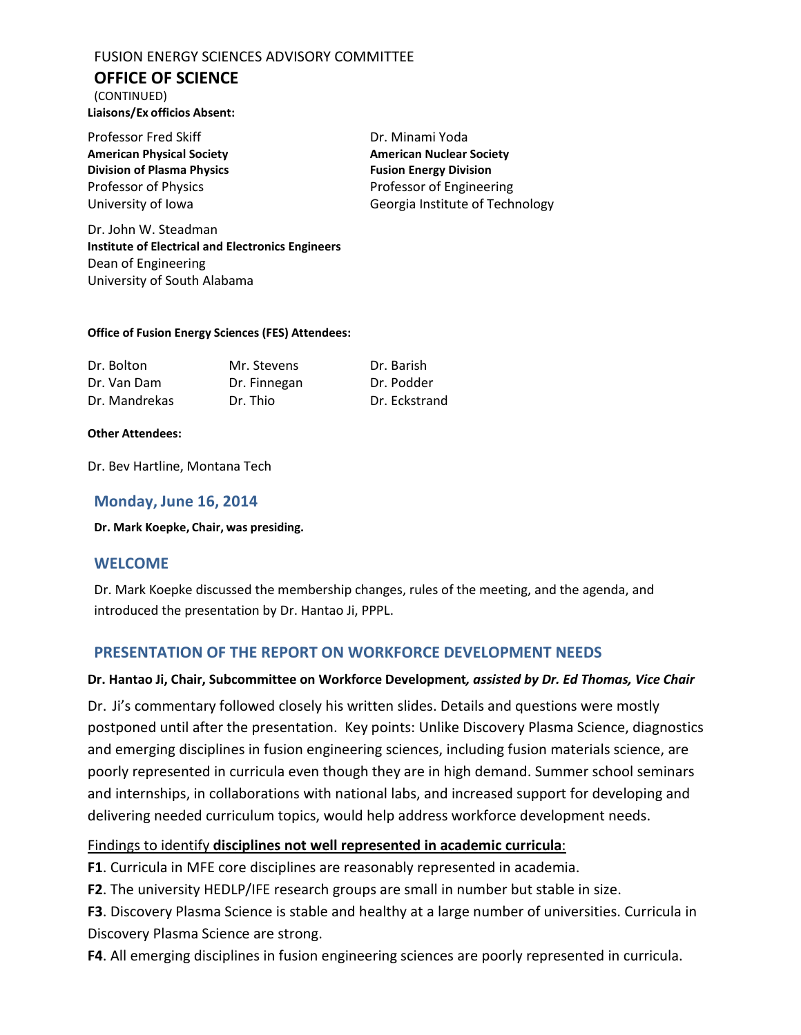FUSION ENERGY SCIENCES ADVISORY COMMITTEE

**OFFICE OF SCIENCE**

(CONTINUED)

**Liaisons/Ex officios Absent:**

Professor Fred Skiff
**American Physical Society**
**Division of Plasma Physics**
Professor of Physics
University of Iowa

Dr. Minami Yoda
**American Nuclear Society**
**Fusion Energy Division**
Professor of Engineering
Georgia Institute of Technology

Dr. John W. Steadman
**Institute of Electrical and Electronics Engineers**
Dean of Engineering
University of South Alabama

**Office of Fusion Energy Sciences (FES) Attendees:**

| | | |
|---|---|---|
| Dr. Bolton | Mr. Stevens | Dr. Barish |
| Dr. Van Dam | Dr. Finnegan | Dr. Podder |
| Dr. Mandrekas | Dr. Thio | Dr. Eckstrand |

**Other Attendees:**

Dr. Bev Hartline, Montana Tech

## Monday, June 16, 2014

**Dr. Mark Koepke, Chair, was presiding.**

## WELCOME

Dr. Mark Koepke discussed the membership changes, rules of the meeting, and the agenda, and introduced the presentation by Dr. Hantao Ji, PPPL.

## PRESENTATION OF THE REPORT ON WORKFORCE DEVELOPMENT NEEDS

**Dr. Hantao Ji, Chair, Subcommittee on Workforce Development*, assisted by Dr. Ed Thomas, Vice Chair***

Dr. Ji's commentary followed closely his written slides. Details and questions were mostly postponed until after the presentation. Key points: Unlike Discovery Plasma Science, diagnostics and emerging disciplines in fusion engineering sciences, including fusion materials science, are poorly represented in curricula even though they are in high demand. Summer school seminars and internships, in collaborations with national labs, and increased support for developing and delivering needed curriculum topics, would help address workforce development needs.

Findings to identify **disciplines not well represented in academic curricula**:

**F1**. Curricula in MFE core disciplines are reasonably represented in academia.

**F2**. The university HEDLP/IFE research groups are small in number but stable in size.

**F3**. Discovery Plasma Science is stable and healthy at a large number of universities. Curricula in Discovery Plasma Science are strong.

**F4**. All emerging disciplines in fusion engineering sciences are poorly represented in curricula.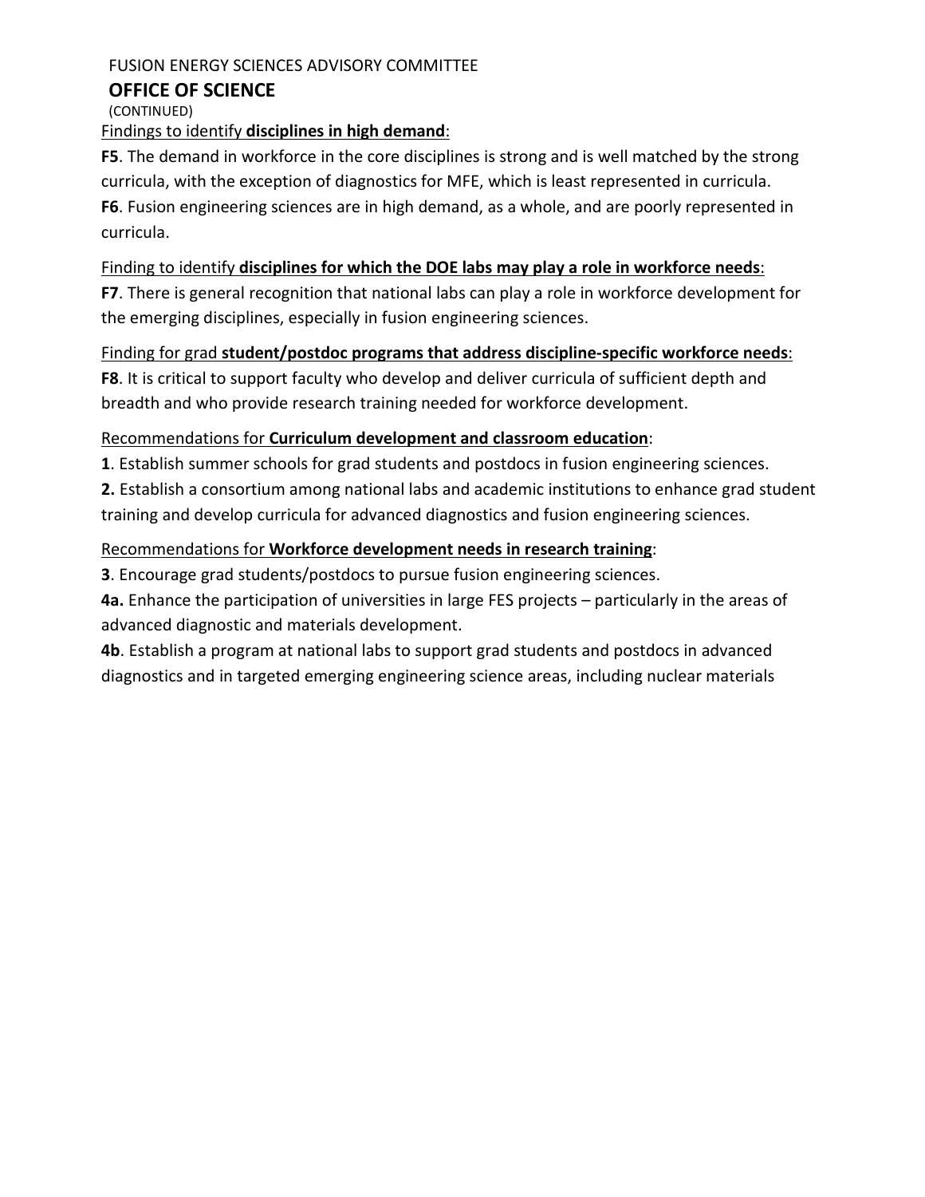FUSION ENERGY SCIENCES ADVISORY COMMITTEE

**OFFICE OF SCIENCE**

(CONTINUED)

Findings to identify **disciplines in high demand**:

**F5**. The demand in workforce in the core disciplines is strong and is well matched by the strong curricula, with the exception of diagnostics for MFE, which is least represented in curricula.

**F6**. Fusion engineering sciences are in high demand, as a whole, and are poorly represented in curricula.

Finding to identify **disciplines for which the DOE labs may play a role in workforce needs**:

**F7**. There is general recognition that national labs can play a role in workforce development for the emerging disciplines, especially in fusion engineering sciences.

Finding for grad **student/postdoc programs that address discipline-specific workforce needs**:

**F8**. It is critical to support faculty who develop and deliver curricula of sufficient depth and breadth and who provide research training needed for workforce development.

Recommendations for **Curriculum development and classroom education**:

**1**. Establish summer schools for grad students and postdocs in fusion engineering sciences.

**2.** Establish a consortium among national labs and academic institutions to enhance grad student training and develop curricula for advanced diagnostics and fusion engineering sciences.

Recommendations for **Workforce development needs in research training**:

**3**. Encourage grad students/postdocs to pursue fusion engineering sciences.

**4a.** Enhance the participation of universities in large FES projects – particularly in the areas of advanced diagnostic and materials development.

**4b**. Establish a program at national labs to support grad students and postdocs in advanced diagnostics and in targeted emerging engineering science areas, including nuclear materials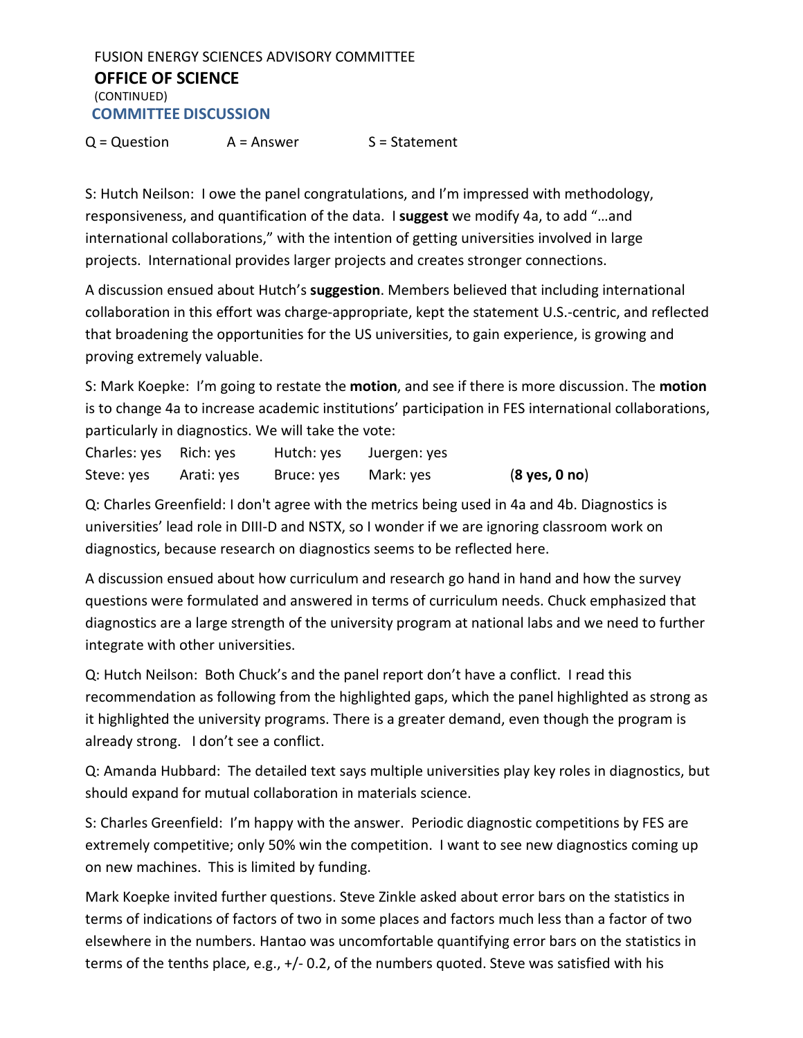FUSION ENERGY SCIENCES ADVISORY COMMITTEE

**OFFICE OF SCIENCE**

(CONTINUED)

## COMMITTEE DISCUSSION

Q = Question A = Answer S = Statement

S: Hutch Neilson: I owe the panel congratulations, and I'm impressed with methodology, responsiveness, and quantification of the data. I **suggest** we modify 4a, to add "…and international collaborations," with the intention of getting universities involved in large projects. International provides larger projects and creates stronger connections.

A discussion ensued about Hutch's **suggestion**. Members believed that including international collaboration in this effort was charge-appropriate, kept the statement U.S.-centric, and reflected that broadening the opportunities for the US universities, to gain experience, is growing and proving extremely valuable.

S: Mark Koepke: I'm going to restate the **motion**, and see if there is more discussion. The **motion** is to change 4a to increase academic institutions' participation in FES international collaborations, particularly in diagnostics. We will take the vote:

| | | | | |
|---|---|---|---|---|
| Charles: yes | Rich: yes | Hutch: yes | Juergen: yes | |
| Steve: yes | Arati: yes | Bruce: yes | Mark: yes | (**8 yes, 0 no**) |

Q: Charles Greenfield: I don't agree with the metrics being used in 4a and 4b. Diagnostics is universities' lead role in DIII-D and NSTX, so I wonder if we are ignoring classroom work on diagnostics, because research on diagnostics seems to be reflected here.

A discussion ensued about how curriculum and research go hand in hand and how the survey questions were formulated and answered in terms of curriculum needs. Chuck emphasized that diagnostics are a large strength of the university program at national labs and we need to further integrate with other universities.

Q: Hutch Neilson: Both Chuck's and the panel report don't have a conflict. I read this recommendation as following from the highlighted gaps, which the panel highlighted as strong as it highlighted the university programs. There is a greater demand, even though the program is already strong. I don't see a conflict.

Q: Amanda Hubbard: The detailed text says multiple universities play key roles in diagnostics, but should expand for mutual collaboration in materials science.

S: Charles Greenfield: I'm happy with the answer. Periodic diagnostic competitions by FES are extremely competitive; only 50% win the competition. I want to see new diagnostics coming up on new machines. This is limited by funding.

Mark Koepke invited further questions. Steve Zinkle asked about error bars on the statistics in terms of indications of factors of two in some places and factors much less than a factor of two elsewhere in the numbers. Hantao was uncomfortable quantifying error bars on the statistics in terms of the tenths place, e.g., +/- 0.2, of the numbers quoted. Steve was satisfied with his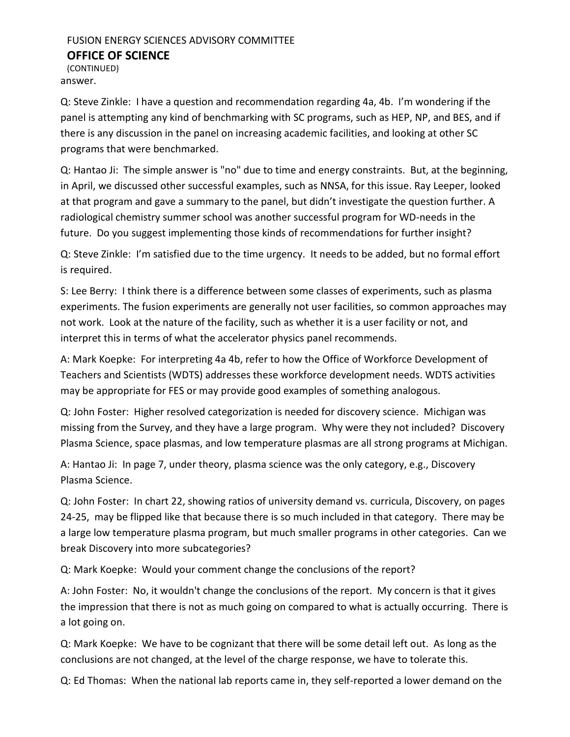answer.

Q: Steve Zinkle: I have a question and recommendation regarding 4a, 4b. I'm wondering if the panel is attempting any kind of benchmarking with SC programs, such as HEP, NP, and BES, and if there is any discussion in the panel on increasing academic facilities, and looking at other SC programs that were benchmarked.

Q: Hantao Ji: The simple answer is "no" due to time and energy constraints. But, at the beginning, in April, we discussed other successful examples, such as NNSA, for this issue. Ray Leeper, looked at that program and gave a summary to the panel, but didn't investigate the question further. A radiological chemistry summer school was another successful program for WD-needs in the future. Do you suggest implementing those kinds of recommendations for further insight?

Q: Steve Zinkle: I'm satisfied due to the time urgency. It needs to be added, but no formal effort is required.

S: Lee Berry: I think there is a difference between some classes of experiments, such as plasma experiments. The fusion experiments are generally not user facilities, so common approaches may not work. Look at the nature of the facility, such as whether it is a user facility or not, and interpret this in terms of what the accelerator physics panel recommends.

A: Mark Koepke: For interpreting 4a 4b, refer to how the Office of Workforce Development of Teachers and Scientists (WDTS) addresses these workforce development needs. WDTS activities may be appropriate for FES or may provide good examples of something analogous.

Q: John Foster: Higher resolved categorization is needed for discovery science. Michigan was missing from the Survey, and they have a large program. Why were they not included? Discovery Plasma Science, space plasmas, and low temperature plasmas are all strong programs at Michigan.

A: Hantao Ji: In page 7, under theory, plasma science was the only category, e.g., Discovery Plasma Science.

Q: John Foster: In chart 22, showing ratios of university demand vs. curricula, Discovery, on pages 24-25, may be flipped like that because there is so much included in that category. There may be a large low temperature plasma program, but much smaller programs in other categories. Can we break Discovery into more subcategories?

Q: Mark Koepke: Would your comment change the conclusions of the report?

A: John Foster: No, it wouldn't change the conclusions of the report. My concern is that it gives the impression that there is not as much going on compared to what is actually occurring. There is a lot going on.

Q: Mark Koepke: We have to be cognizant that there will be some detail left out. As long as the conclusions are not changed, at the level of the charge response, we have to tolerate this.

Q: Ed Thomas: When the national lab reports came in, they self-reported a lower demand on the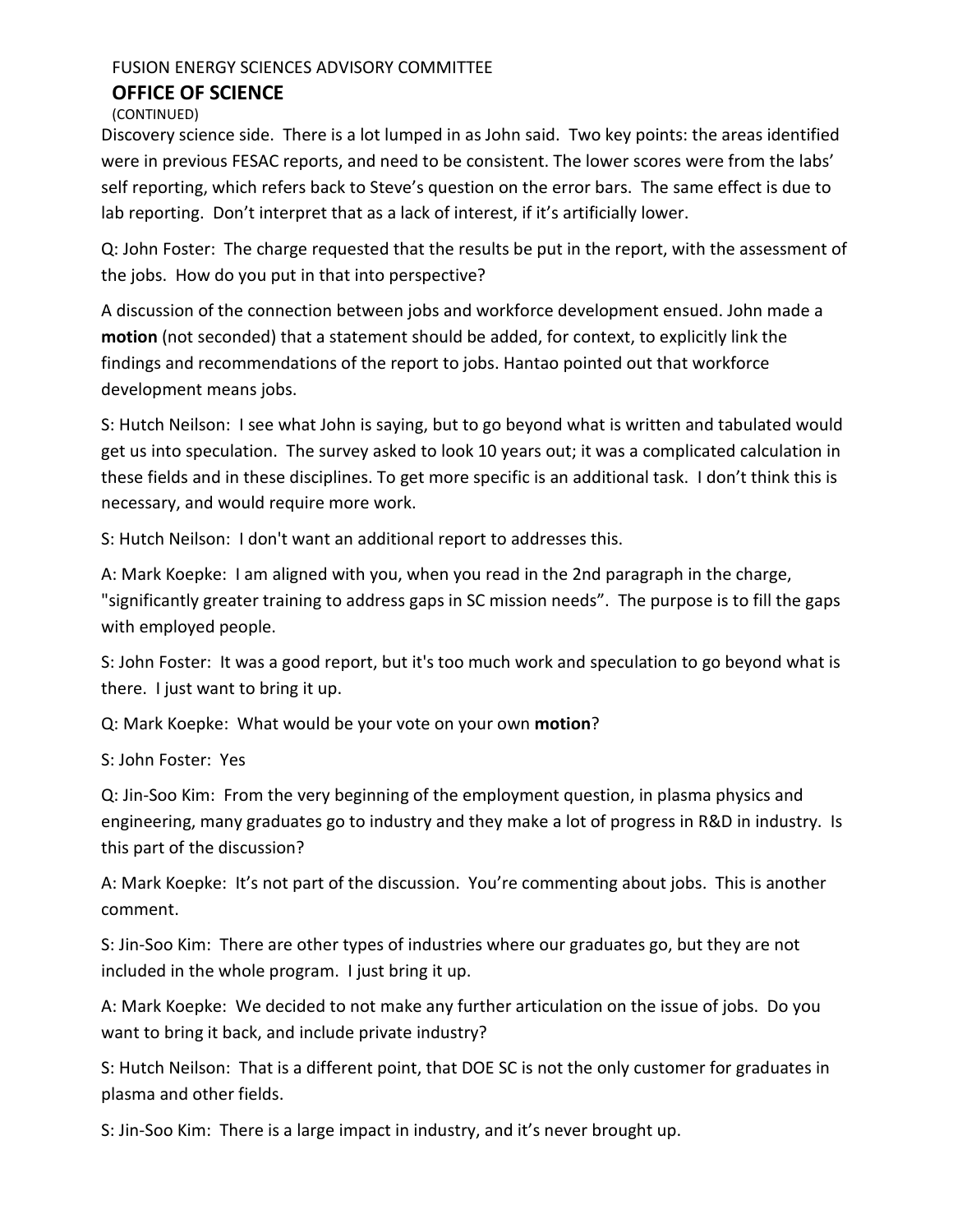(CONTINUED)

Discovery science side. There is a lot lumped in as John said. Two key points: the areas identified were in previous FESAC reports, and need to be consistent. The lower scores were from the labs' self reporting, which refers back to Steve's question on the error bars. The same effect is due to lab reporting. Don't interpret that as a lack of interest, if it's artificially lower.

Q: John Foster: The charge requested that the results be put in the report, with the assessment of the jobs. How do you put in that into perspective?

A discussion of the connection between jobs and workforce development ensued. John made a **motion** (not seconded) that a statement should be added, for context, to explicitly link the findings and recommendations of the report to jobs. Hantao pointed out that workforce development means jobs.

S: Hutch Neilson: I see what John is saying, but to go beyond what is written and tabulated would get us into speculation. The survey asked to look 10 years out; it was a complicated calculation in these fields and in these disciplines. To get more specific is an additional task. I don't think this is necessary, and would require more work.

S: Hutch Neilson: I don't want an additional report to addresses this.

A: Mark Koepke: I am aligned with you, when you read in the 2nd paragraph in the charge, "significantly greater training to address gaps in SC mission needs". The purpose is to fill the gaps with employed people.

S: John Foster: It was a good report, but it's too much work and speculation to go beyond what is there. I just want to bring it up.

Q: Mark Koepke: What would be your vote on your own **motion**?

S: John Foster: Yes

Q: Jin-Soo Kim: From the very beginning of the employment question, in plasma physics and engineering, many graduates go to industry and they make a lot of progress in R&D in industry. Is this part of the discussion?

A: Mark Koepke: It's not part of the discussion. You're commenting about jobs. This is another comment.

S: Jin-Soo Kim: There are other types of industries where our graduates go, but they are not included in the whole program. I just bring it up.

A: Mark Koepke: We decided to not make any further articulation on the issue of jobs. Do you want to bring it back, and include private industry?

S: Hutch Neilson: That is a different point, that DOE SC is not the only customer for graduates in plasma and other fields.

S: Jin-Soo Kim: There is a large impact in industry, and it's never brought up.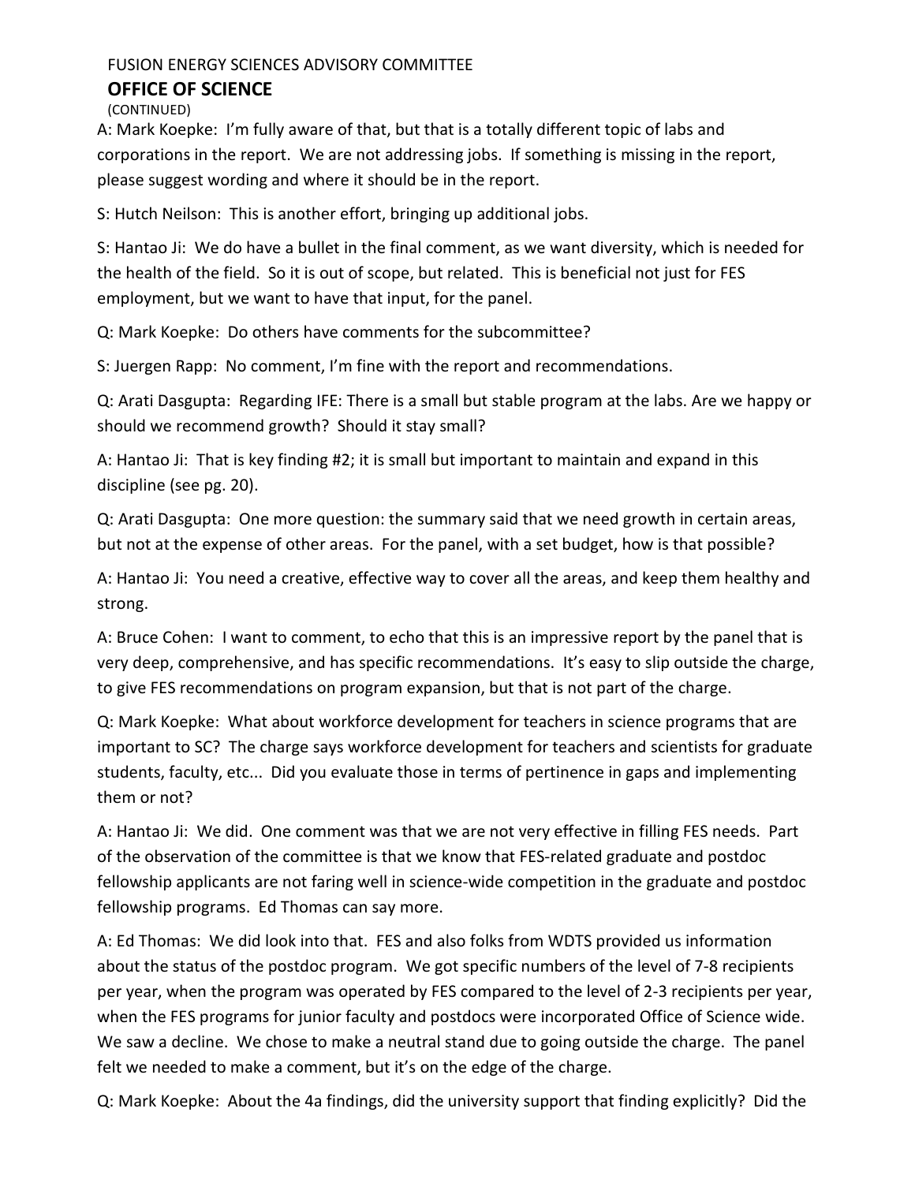A: Mark Koepke: I'm fully aware of that, but that is a totally different topic of labs and corporations in the report. We are not addressing jobs. If something is missing in the report, please suggest wording and where it should be in the report.

S: Hutch Neilson: This is another effort, bringing up additional jobs.

S: Hantao Ji: We do have a bullet in the final comment, as we want diversity, which is needed for the health of the field. So it is out of scope, but related. This is beneficial not just for FES employment, but we want to have that input, for the panel.

Q: Mark Koepke: Do others have comments for the subcommittee?

S: Juergen Rapp: No comment, I'm fine with the report and recommendations.

Q: Arati Dasgupta: Regarding IFE: There is a small but stable program at the labs. Are we happy or should we recommend growth? Should it stay small?

A: Hantao Ji: That is key finding #2; it is small but important to maintain and expand in this discipline (see pg. 20).

Q: Arati Dasgupta: One more question: the summary said that we need growth in certain areas, but not at the expense of other areas. For the panel, with a set budget, how is that possible?

A: Hantao Ji: You need a creative, effective way to cover all the areas, and keep them healthy and strong.

A: Bruce Cohen: I want to comment, to echo that this is an impressive report by the panel that is very deep, comprehensive, and has specific recommendations. It's easy to slip outside the charge, to give FES recommendations on program expansion, but that is not part of the charge.

Q: Mark Koepke: What about workforce development for teachers in science programs that are important to SC? The charge says workforce development for teachers and scientists for graduate students, faculty, etc... Did you evaluate those in terms of pertinence in gaps and implementing them or not?

A: Hantao Ji: We did. One comment was that we are not very effective in filling FES needs. Part of the observation of the committee is that we know that FES-related graduate and postdoc fellowship applicants are not faring well in science-wide competition in the graduate and postdoc fellowship programs. Ed Thomas can say more.

A: Ed Thomas: We did look into that. FES and also folks from WDTS provided us information about the status of the postdoc program. We got specific numbers of the level of 7-8 recipients per year, when the program was operated by FES compared to the level of 2-3 recipients per year, when the FES programs for junior faculty and postdocs were incorporated Office of Science wide. We saw a decline. We chose to make a neutral stand due to going outside the charge. The panel felt we needed to make a comment, but it's on the edge of the charge.

Q: Mark Koepke: About the 4a findings, did the university support that finding explicitly? Did the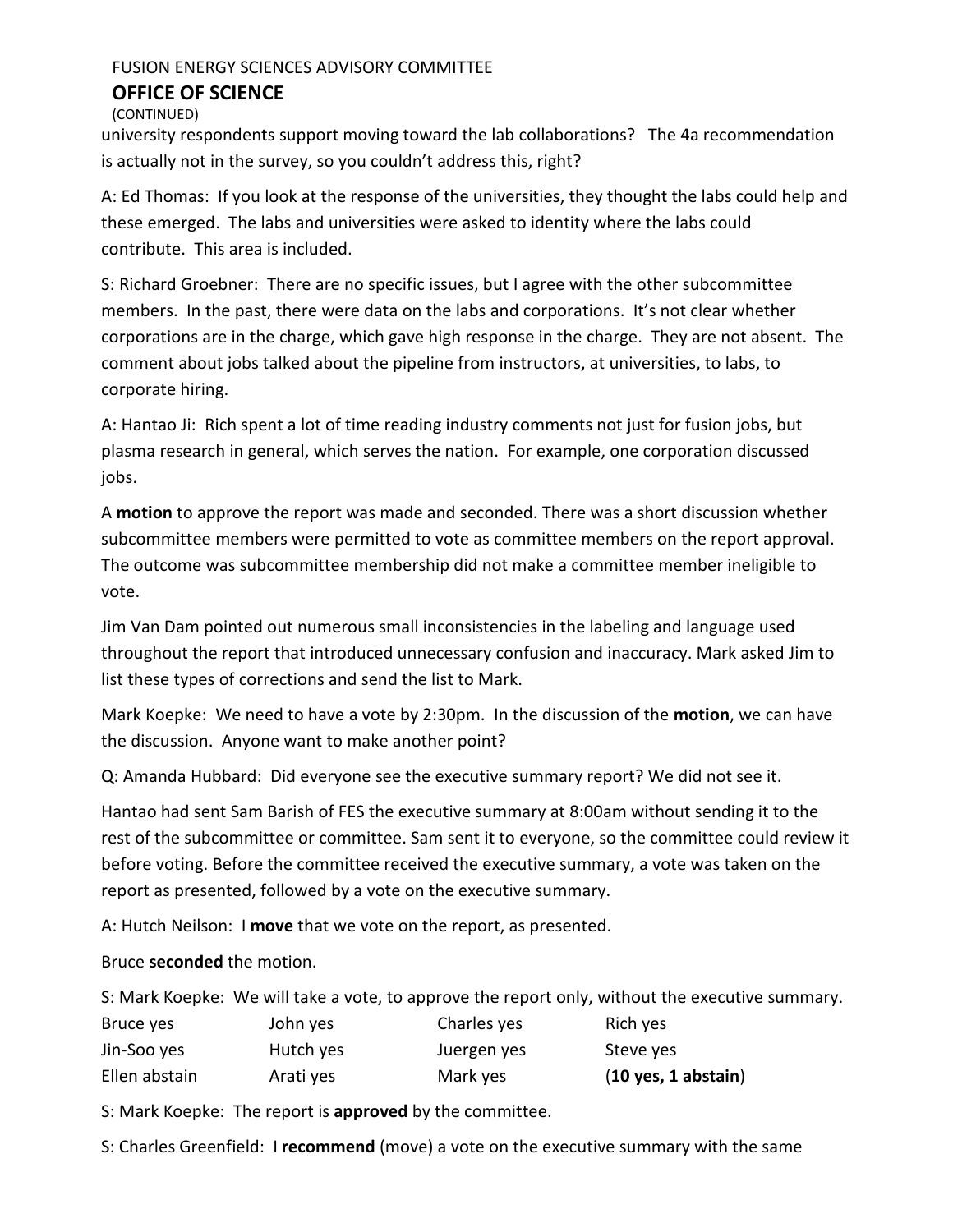university respondents support moving toward the lab collaborations? The 4a recommendation is actually not in the survey, so you couldn't address this, right?

A: Ed Thomas: If you look at the response of the universities, they thought the labs could help and these emerged. The labs and universities were asked to identity where the labs could contribute. This area is included.

S: Richard Groebner: There are no specific issues, but I agree with the other subcommittee members. In the past, there were data on the labs and corporations. It's not clear whether corporations are in the charge, which gave high response in the charge. They are not absent. The comment about jobs talked about the pipeline from instructors, at universities, to labs, to corporate hiring.

A: Hantao Ji: Rich spent a lot of time reading industry comments not just for fusion jobs, but plasma research in general, which serves the nation. For example, one corporation discussed jobs.

A **motion** to approve the report was made and seconded. There was a short discussion whether subcommittee members were permitted to vote as committee members on the report approval. The outcome was subcommittee membership did not make a committee member ineligible to vote.

Jim Van Dam pointed out numerous small inconsistencies in the labeling and language used throughout the report that introduced unnecessary confusion and inaccuracy. Mark asked Jim to list these types of corrections and send the list to Mark.

Mark Koepke: We need to have a vote by 2:30pm. In the discussion of the **motion**, we can have the discussion. Anyone want to make another point?

Q: Amanda Hubbard: Did everyone see the executive summary report? We did not see it.

Hantao had sent Sam Barish of FES the executive summary at 8:00am without sending it to the rest of the subcommittee or committee. Sam sent it to everyone, so the committee could review it before voting. Before the committee received the executive summary, a vote was taken on the report as presented, followed by a vote on the executive summary.

A: Hutch Neilson: I **move** that we vote on the report, as presented.

Bruce **seconded** the motion.

S: Mark Koepke: We will take a vote, to approve the report only, without the executive summary.

| | | | |
|---|---|---|---|
| Bruce yes | John yes | Charles yes | Rich yes |
| Jin-Soo yes | Hutch yes | Juergen yes | Steve yes |
| Ellen abstain | Arati yes | Mark yes | (**10 yes, 1 abstain**) |

S: Mark Koepke: The report is **approved** by the committee.

S: Charles Greenfield: I **recommend** (move) a vote on the executive summary with the same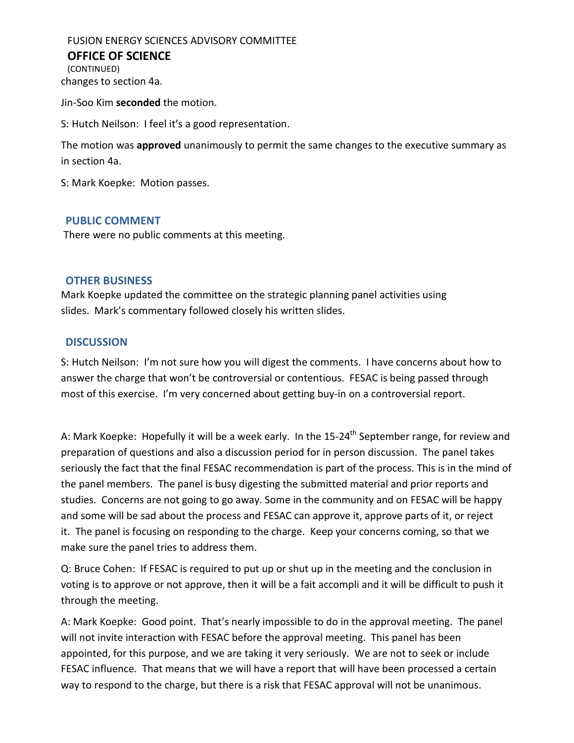changes to section 4a.

Jin-Soo Kim **seconded** the motion.

S: Hutch Neilson: I feel it's a good representation.

The motion was **approved** unanimously to permit the same changes to the executive summary as in section 4a.

S: Mark Koepke: Motion passes.

## PUBLIC COMMENT

There were no public comments at this meeting.

## OTHER BUSINESS

Mark Koepke updated the committee on the strategic planning panel activities using slides. Mark's commentary followed closely his written slides.

## DISCUSSION

S: Hutch Neilson: I'm not sure how you will digest the comments. I have concerns about how to answer the charge that won't be controversial or contentious. FESAC is being passed through most of this exercise. I'm very concerned about getting buy-in on a controversial report.

A: Mark Koepke: Hopefully it will be a week early. In the 15-24th September range, for review and preparation of questions and also a discussion period for in person discussion. The panel takes seriously the fact that the final FESAC recommendation is part of the process. This is in the mind of the panel members. The panel is busy digesting the submitted material and prior reports and studies. Concerns are not going to go away. Some in the community and on FESAC will be happy and some will be sad about the process and FESAC can approve it, approve parts of it, or reject it. The panel is focusing on responding to the charge. Keep your concerns coming, so that we make sure the panel tries to address them.

Q: Bruce Cohen: If FESAC is required to put up or shut up in the meeting and the conclusion in voting is to approve or not approve, then it will be a fait accompli and it will be difficult to push it through the meeting.

A: Mark Koepke: Good point. That's nearly impossible to do in the approval meeting. The panel will not invite interaction with FESAC before the approval meeting. This panel has been appointed, for this purpose, and we are taking it very seriously. We are not to seek or include FESAC influence. That means that we will have a report that will have been processed a certain way to respond to the charge, but there is a risk that FESAC approval will not be unanimous.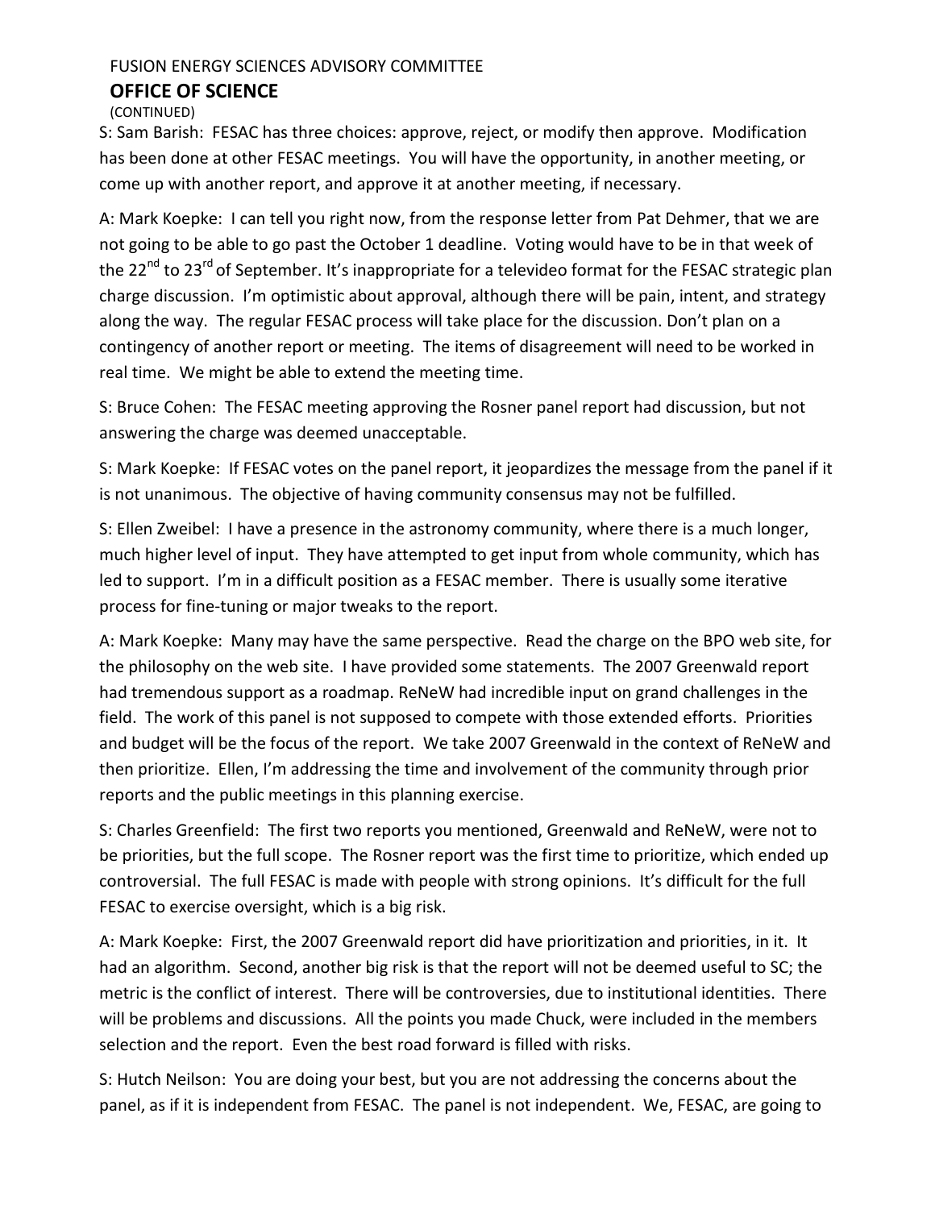S: Sam Barish: FESAC has three choices: approve, reject, or modify then approve. Modification has been done at other FESAC meetings. You will have the opportunity, in another meeting, or come up with another report, and approve it at another meeting, if necessary.

A: Mark Koepke: I can tell you right now, from the response letter from Pat Dehmer, that we are not going to be able to go past the October 1 deadline. Voting would have to be in that week of the 22nd to 23rd of September. It's inappropriate for a televideo format for the FESAC strategic plan charge discussion. I'm optimistic about approval, although there will be pain, intent, and strategy along the way. The regular FESAC process will take place for the discussion. Don't plan on a contingency of another report or meeting. The items of disagreement will need to be worked in real time. We might be able to extend the meeting time.

S: Bruce Cohen: The FESAC meeting approving the Rosner panel report had discussion, but not answering the charge was deemed unacceptable.

S: Mark Koepke: If FESAC votes on the panel report, it jeopardizes the message from the panel if it is not unanimous. The objective of having community consensus may not be fulfilled.

S: Ellen Zweibel: I have a presence in the astronomy community, where there is a much longer, much higher level of input. They have attempted to get input from whole community, which has led to support. I'm in a difficult position as a FESAC member. There is usually some iterative process for fine-tuning or major tweaks to the report.

A: Mark Koepke: Many may have the same perspective. Read the charge on the BPO web site, for the philosophy on the web site. I have provided some statements. The 2007 Greenwald report had tremendous support as a roadmap. ReNeW had incredible input on grand challenges in the field. The work of this panel is not supposed to compete with those extended efforts. Priorities and budget will be the focus of the report. We take 2007 Greenwald in the context of ReNeW and then prioritize. Ellen, I'm addressing the time and involvement of the community through prior reports and the public meetings in this planning exercise.

S: Charles Greenfield: The first two reports you mentioned, Greenwald and ReNeW, were not to be priorities, but the full scope. The Rosner report was the first time to prioritize, which ended up controversial. The full FESAC is made with people with strong opinions. It's difficult for the full FESAC to exercise oversight, which is a big risk.

A: Mark Koepke: First, the 2007 Greenwald report did have prioritization and priorities, in it. It had an algorithm. Second, another big risk is that the report will not be deemed useful to SC; the metric is the conflict of interest. There will be controversies, due to institutional identities. There will be problems and discussions. All the points you made Chuck, were included in the members selection and the report. Even the best road forward is filled with risks.

S: Hutch Neilson: You are doing your best, but you are not addressing the concerns about the panel, as if it is independent from FESAC. The panel is not independent. We, FESAC, are going to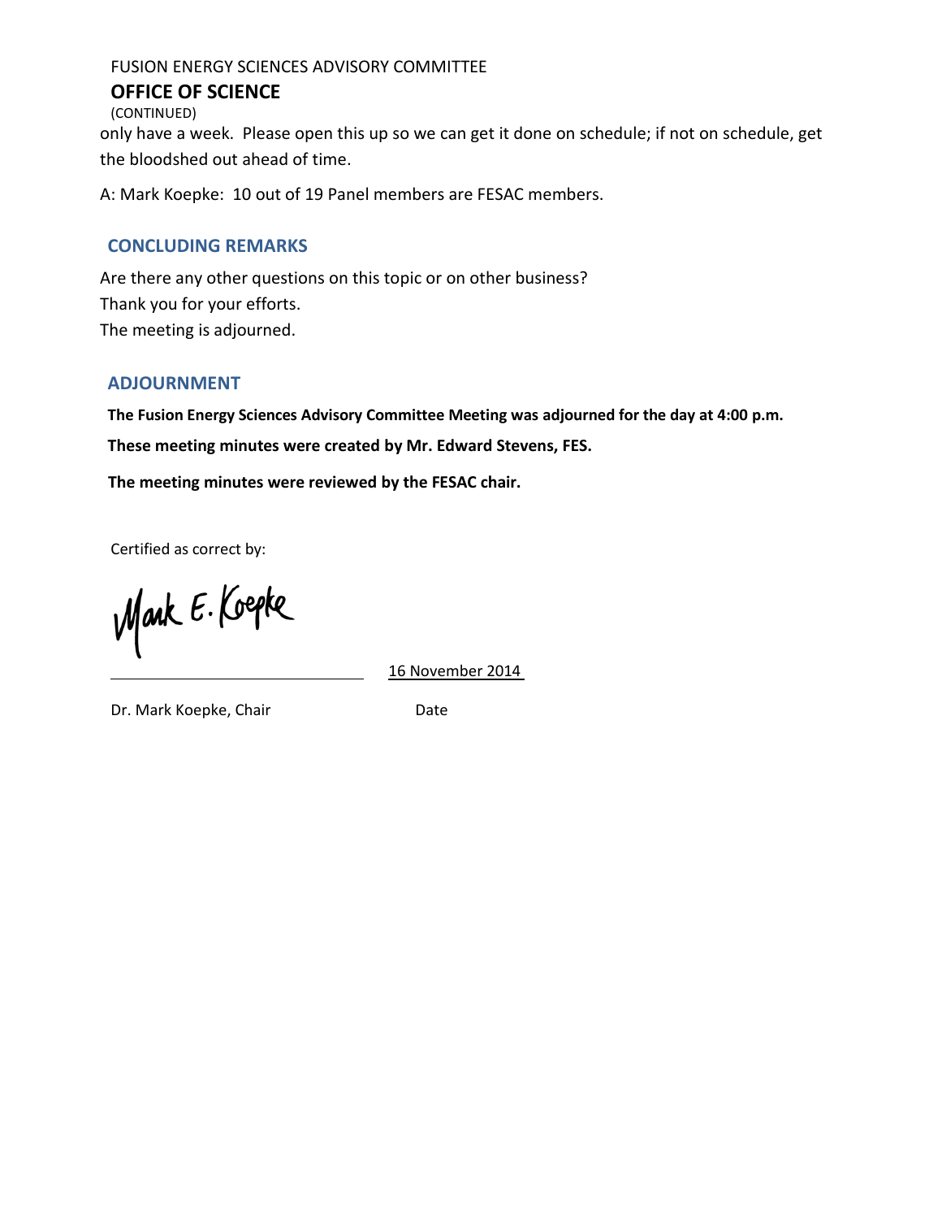only have a week. Please open this up so we can get it done on schedule; if not on schedule, get the bloodshed out ahead of time.

A: Mark Koepke: 10 out of 19 Panel members are FESAC members.

## CONCLUDING REMARKS

Are there any other questions on this topic or on other business?
Thank you for your efforts.
The meeting is adjourned.

## ADJOURNMENT

**The Fusion Energy Sciences Advisory Committee Meeting was adjourned for the day at 4:00 p.m.**

**These meeting minutes were created by Mr. Edward Stevens, FES.**

**The meeting minutes were reviewed by the FESAC chair.**

Certified as correct by:

Mark E. Koepke

16 November 2014

Dr. Mark Koepke, Chair Date